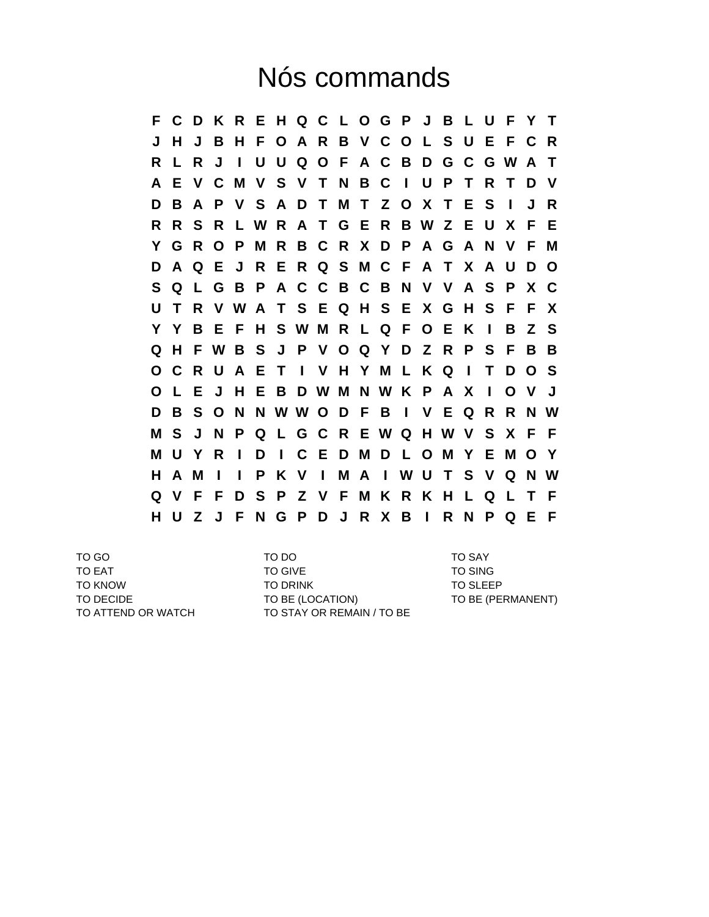# Nós commands

```
F C D K R E H Q C L O G P J B L U F Y T
J H J B H F O A R B V C O L S U E F C R
R L R J I U U Q O F A C B D G C G W A T
A E V C M V S V T N B C I U P T R T D V
D B A P V S A D T M T Z O X T E S I J R
R R S R L W R A T G E R B W Z E U X F E
Y G R O P M R B C R X D P A G A N V F M
D A Q E J R E R Q S M C F A T X A U D O
S Q L G B P A C C B C B N V V A S P X C
U T R V W A T S E Q H S E X G H S F F X
Y Y B E F H S W M R L Q F O E K I B Z S
Q H F W B S J P V O Q Y D Z R P S F B B
O C R U A E T I V H Y M L K Q I T D O S
O L E J H E B D W M N W K P A X I O V J
D B S O N N W W O D F B I V E Q R R N W
M S J N P Q L G C R E W Q H W V S X F F
M U Y R I D I C E D M D L O M Y E M O Y
H A M I I P K V I M A I W U T S V Q N W
Q V F F D S P Z V F M K R K H L Q L T F
H U Z J F N G P D J R X B I R N P Q E F
```

| | | |
|---|---|---|
| TO GO | TO DO | TO SAY |
| TO EAT | TO GIVE | TO SING |
| TO KNOW | TO DRINK | TO SLEEP |
| TO DECIDE | TO BE (LOCATION) | TO BE (PERMANENT) |
| TO ATTEND OR WATCH | TO STAY OR REMAIN / TO BE | |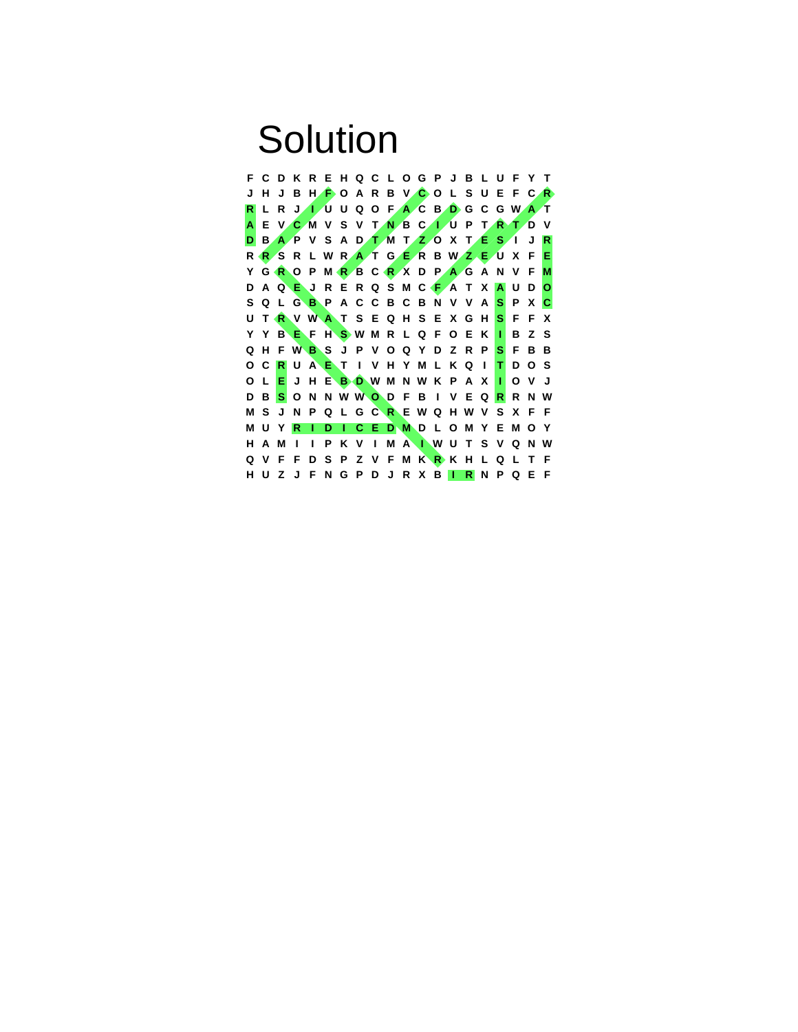# Solution

F C D K R E H Q C L O G P J B L U F Y T
J H J B H F O A R B V C O L S U E F C R
R L R J I U U Q O F A C B D G C G W A T
A E V C M V S V T N B C I U P T R T D V
D B A P V S A D T M T Z O X T E S I J R
R R S R L W R A T G E R B W Z E U X F E
Y G R O P M R B C R X D P A G A N V F M
D A Q E J R E R Q S M C F A T X A U D O
S Q L G B P A C C B C B N V V A S P X C
U T R V W A T S E Q H S E X G H S F F X
Y Y B E F H S W M R L Q F O E K I B Z S
Q H F W B S J P V O Q Y D Z R P S F B B
O C R U A E T I V H Y M L K Q I T D O S
O L E J H E B D W M N W K P A X I O V J
D B S O N N W W O D F B I V E Q R R N W
M S J N P Q L G C R E W Q H W V S X F F
M U Y R I D I C E D M D L O M Y E M O Y
H A M I I P K V I M A I W U T S V Q N W
Q V F F D S P Z V F M K R K H L Q L T F
H U Z J F N G P D J R X B I R N P Q E F